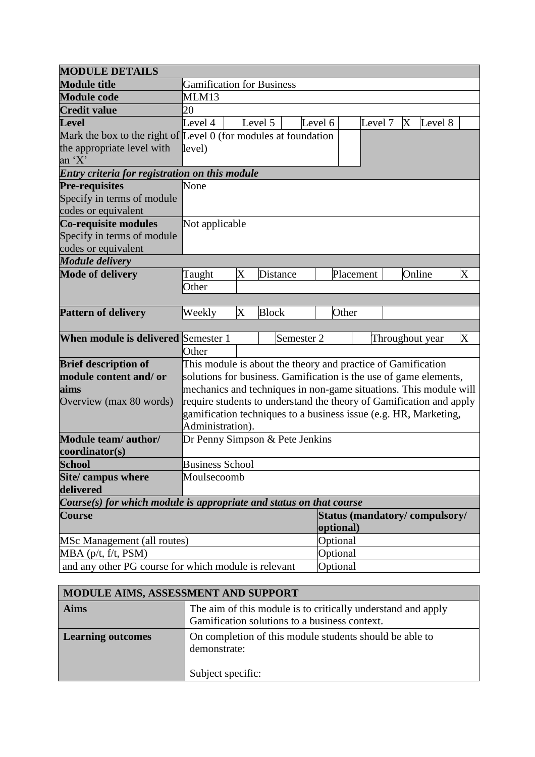| MODULE DETAILS | | | | | | | | | | |
|---|---|---|---|---|---|---|---|---|---|---|
| **Module title** | Gamification for Business | | | | | | | | | |
| **Module code** | MLM13 | | | | | | | | | |
| **Credit value** | 20 | | | | | | | | | |
| **Level** | Level 4 | | Level 5 | | Level 6 | | Level 7 | X | Level 8 | |
| Mark the box to the right of the appropriate level with an 'X' | Level 0 (for modules at foundation level) | | | | | | | | | |
| ***Entry criteria for registration on this module*** | | | | | | | | | | |
| **Pre-requisites** Specify in terms of module codes or equivalent | None | | | | | | | | | |
| **Co-requisite modules** Specify in terms of module codes or equivalent | Not applicable | | | | | | | | | |
| ***Module delivery*** | | | | | | | | | | |
| **Mode of delivery** | Taught | X | Distance | | Placement | | Online | X | | |
| | Other | | | | | | | | | |
| **Pattern of delivery** | Weekly | X | Block | | Other | | | | | |
| **When module is delivered** | Semester 1 | | Semester 2 | | Throughout year | X | | | | |
| | Other | | | | | | | | | |
| **Brief description of module content and/ or aims** Overview (max 80 words) | This module is about the theory and practice of Gamification solutions for business. Gamification is the use of game elements, mechanics and techniques in non-game situations. This module will require students to understand the theory of Gamification and apply gamification techniques to a business issue (e.g. HR, Marketing, Administration). | | | | | | | | | |
| **Module team/ author/ coordinator(s)** | Dr Penny Simpson & Pete Jenkins | | | | | | | | | |
| **School** | Business School | | | | | | | | | |
| **Site/ campus where delivered** | Moulsecoomb | | | | | | | | | |

***Course(s) for which module is appropriate and status on that course***

| **Course** | **Status (mandatory/ compulsory/ optional)** |
|---|---|
| MSc Management (all routes) | Optional |
| MBA (p/t, f/t, PSM) | Optional |
| and any other PG course for which module is relevant | Optional |

| MODULE AIMS, ASSESSMENT AND SUPPORT | |
|---|---|
| **Aims** | The aim of this module is to critically understand and apply Gamification solutions to a business context. |
| **Learning outcomes** | On completion of this module students should be able to demonstrate:<br><br>Subject specific: |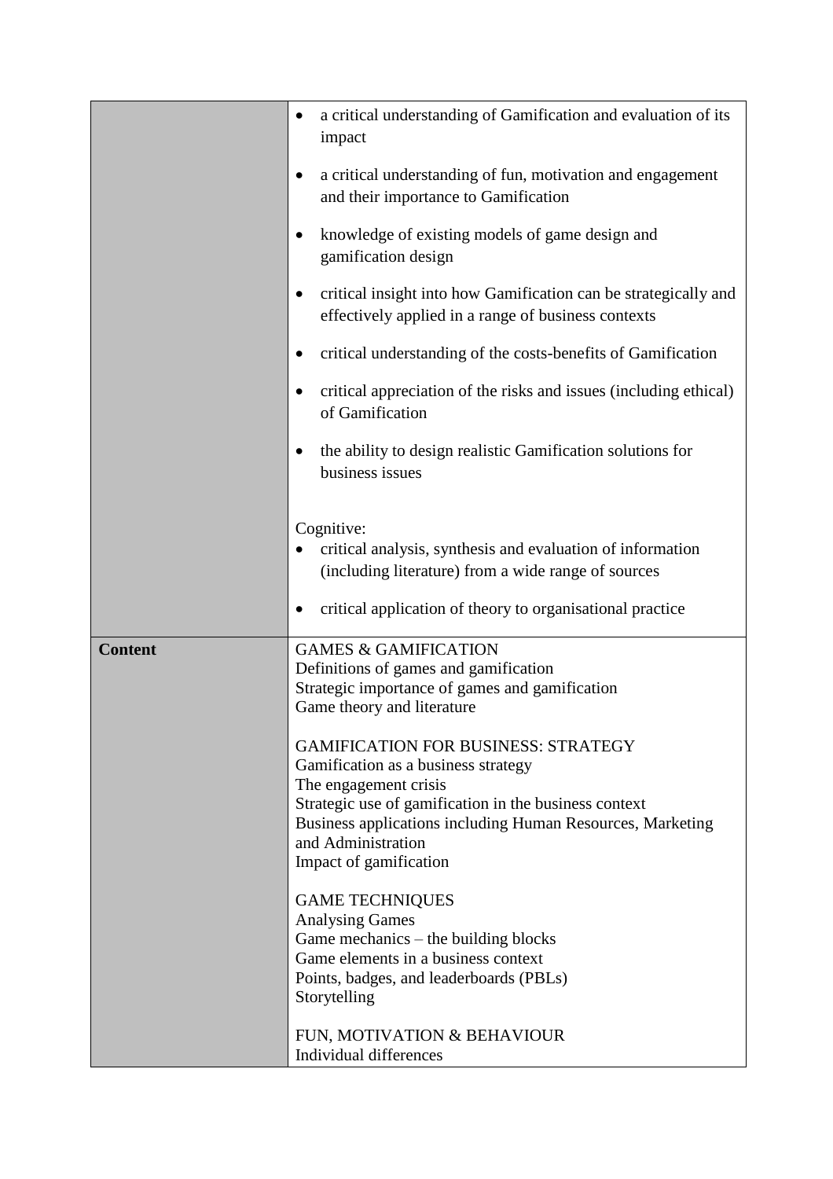| | |
|---|---|
| | • a critical understanding of Gamification and evaluation of its impact<br><br>• a critical understanding of fun, motivation and engagement and their importance to Gamification<br><br>• knowledge of existing models of game design and gamification design<br><br>• critical insight into how Gamification can be strategically and effectively applied in a range of business contexts<br><br>• critical understanding of the costs-benefits of Gamification<br><br>• critical appreciation of the risks and issues (including ethical) of Gamification<br><br>• the ability to design realistic Gamification solutions for business issues<br><br>Cognitive:<br>• critical analysis, synthesis and evaluation of information (including literature) from a wide range of sources<br><br>• critical application of theory to organisational practice |
| **Content** | GAMES & GAMIFICATION<br>Definitions of games and gamification<br>Strategic importance of games and gamification<br>Game theory and literature<br><br>GAMIFICATION FOR BUSINESS: STRATEGY<br>Gamification as a business strategy<br>The engagement crisis<br>Strategic use of gamification in the business context<br>Business applications including Human Resources, Marketing and Administration<br>Impact of gamification<br><br>GAME TECHNIQUES<br>Analysing Games<br>Game mechanics – the building blocks<br>Game elements in a business context<br>Points, badges, and leaderboards (PBLs)<br>Storytelling<br><br>FUN, MOTIVATION & BEHAVIOUR<br>Individual differences |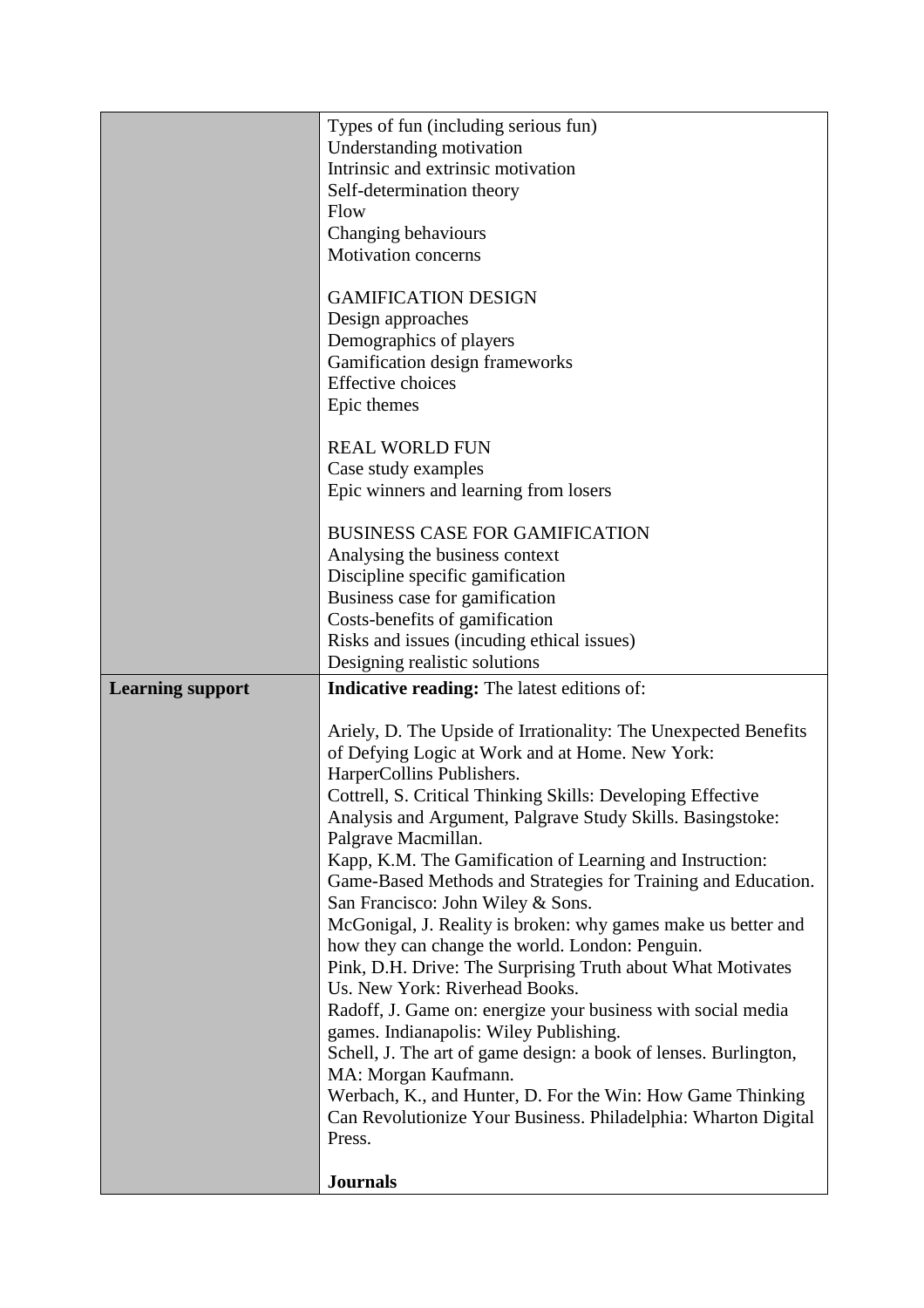| | |
|---|---|
| | Types of fun (including serious fun)<br>Understanding motivation<br>Intrinsic and extrinsic motivation<br>Self-determination theory<br>Flow<br>Changing behaviours<br>Motivation concerns<br><br>GAMIFICATION DESIGN<br>Design approaches<br>Demographics of players<br>Gamification design frameworks<br>Effective choices<br>Epic themes<br><br>REAL WORLD FUN<br>Case study examples<br>Epic winners and learning from losers<br><br>BUSINESS CASE FOR GAMIFICATION<br>Analysing the business context<br>Discipline specific gamification<br>Business case for gamification<br>Costs-benefits of gamification<br>Risks and issues (incuding ethical issues)<br>Designing realistic solutions |
| **Learning support** | **Indicative reading:** The latest editions of:<br><br>Ariely, D. The Upside of Irrationality: The Unexpected Benefits of Defying Logic at Work and at Home. New York: HarperCollins Publishers.<br>Cottrell, S. Critical Thinking Skills: Developing Effective Analysis and Argument, Palgrave Study Skills. Basingstoke: Palgrave Macmillan.<br>Kapp, K.M. The Gamification of Learning and Instruction: Game-Based Methods and Strategies for Training and Education. San Francisco: John Wiley & Sons.<br>McGonigal, J. Reality is broken: why games make us better and how they can change the world. London: Penguin.<br>Pink, D.H. Drive: The Surprising Truth about What Motivates Us. New York: Riverhead Books.<br>Radoff, J. Game on: energize your business with social media games. Indianapolis: Wiley Publishing.<br>Schell, J. The art of game design: a book of lenses. Burlington, MA: Morgan Kaufmann.<br>Werbach, K., and Hunter, D. For the Win: How Game Thinking Can Revolutionize Your Business. Philadelphia: Wharton Digital Press.<br><br>**Journals** |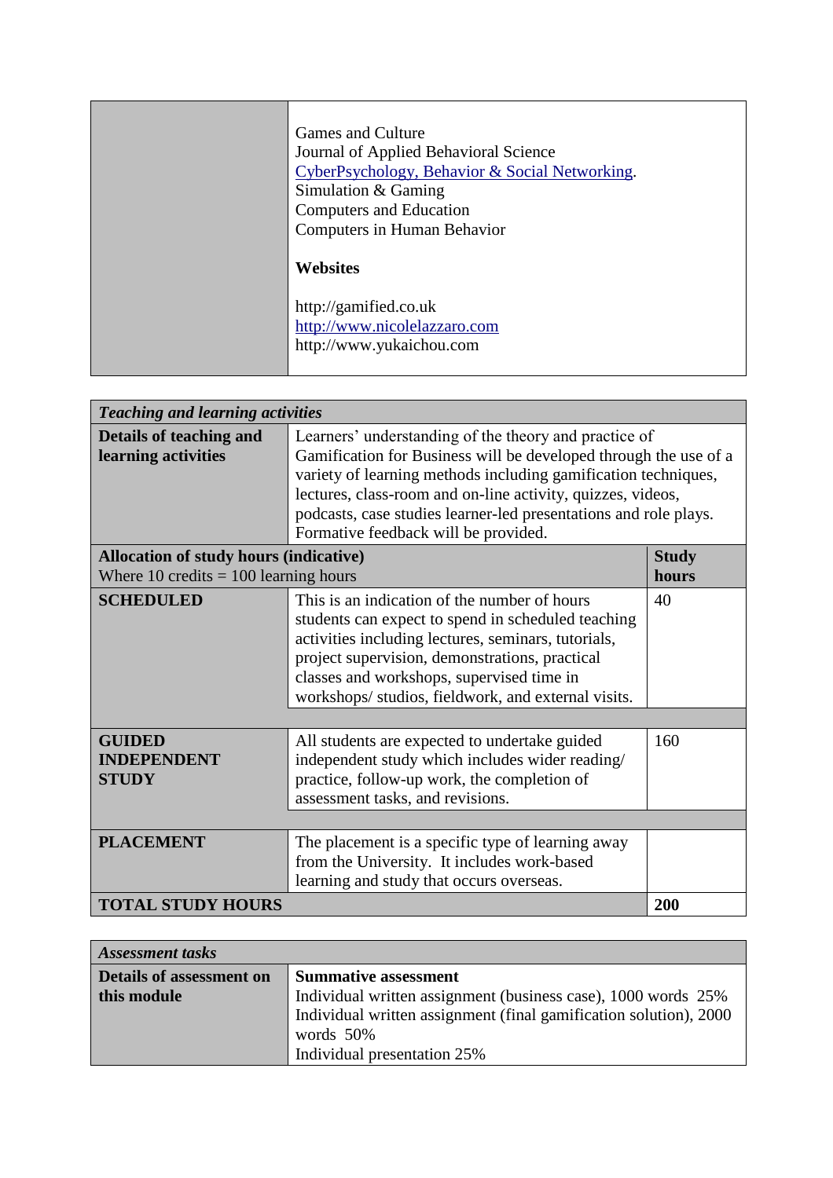| | |
|---|---|
| | Games and Culture<br>Journal of Applied Behavioral Science<br>CyberPsychology, Behavior & Social Networking.<br>Simulation & Gaming<br>Computers and Education<br>Computers in Human Behavior<br><br>**Websites**<br><br>http://gamified.co.uk<br>http://www.nicolelazzaro.com<br>http://www.yukaichou.com |

| ***Teaching and learning activities*** | | |
|---|---|---|
| **Details of teaching and learning activities** | Learners' understanding of the theory and practice of Gamification for Business will be developed through the use of a variety of learning methods including gamification techniques, lectures, class-room and on-line activity, quizzes, videos, podcasts, case studies learner-led presentations and role plays. Formative feedback will be provided. | |
| **Allocation of study hours (indicative)**<br>Where 10 credits = 100 learning hours | | **Study hours** |
| **SCHEDULED** | This is an indication of the number of hours students can expect to spend in scheduled teaching activities including lectures, seminars, tutorials, project supervision, demonstrations, practical classes and workshops, supervised time in workshops/ studios, fieldwork, and external visits. | 40 |
| **GUIDED INDEPENDENT STUDY** | All students are expected to undertake guided independent study which includes wider reading/ practice, follow-up work, the completion of assessment tasks, and revisions. | 160 |
| **PLACEMENT** | The placement is a specific type of learning away from the University. It includes work-based learning and study that occurs overseas. | |
| **TOTAL STUDY HOURS** | | **200** |

| ***Assessment tasks*** | |
|---|---|
| **Details of assessment on this module** | **Summative assessment**<br>Individual written assignment (business case), 1000 words 25%<br>Individual written assignment (final gamification solution), 2000 words 50%<br>Individual presentation 25% |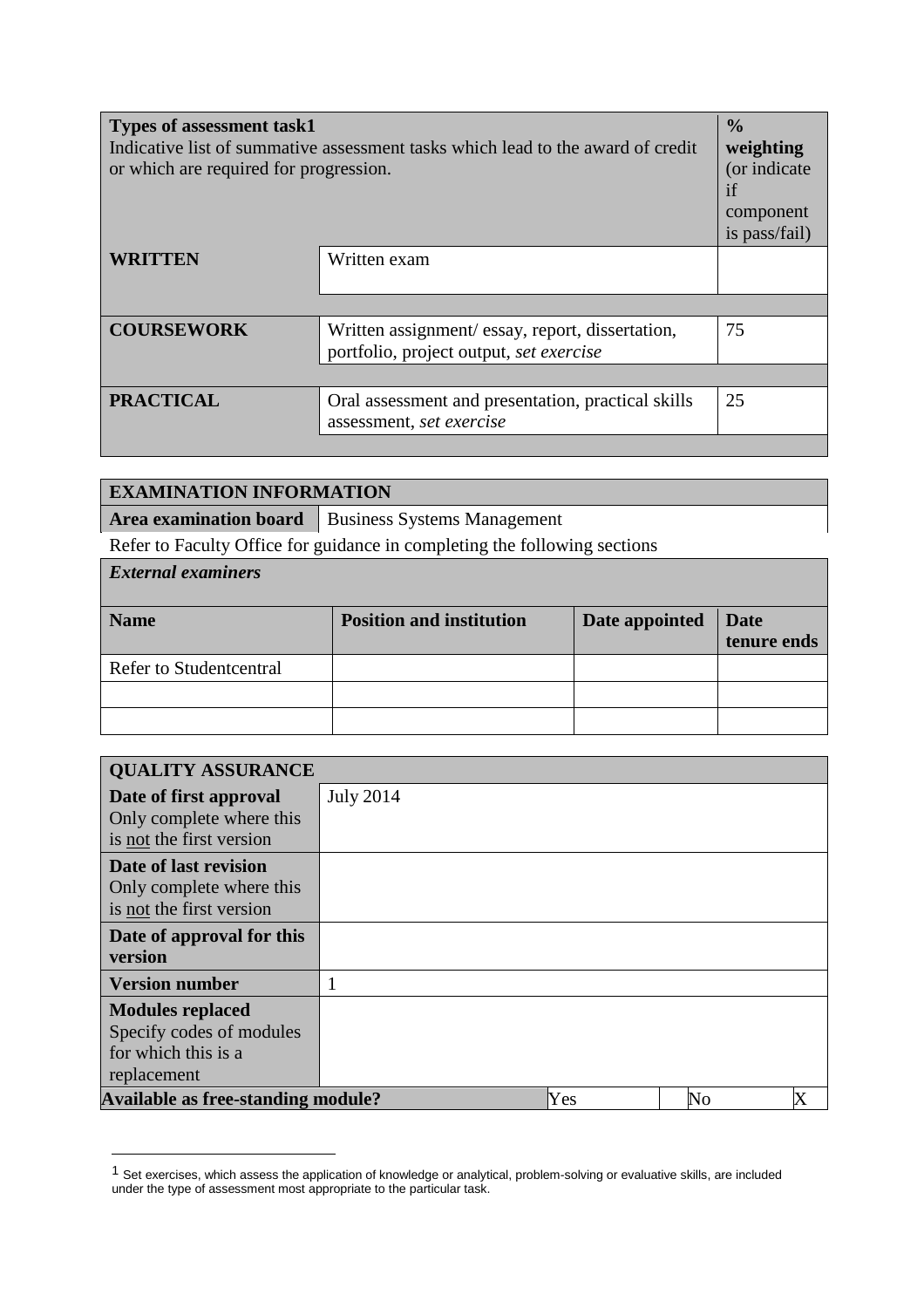| Types of assessment task[1] Indicative list of summative assessment tasks which lead to the award of credit or which are required for progression. | | % weighting (or indicate if component is pass/fail) |
|---|---|---|
| **WRITTEN** | Written exam | |
| | | |
| **COURSEWORK** | Written assignment/ essay, report, dissertation, portfolio, project output, *set exercise* | 75 |
| | | |
| **PRACTICAL** | Oral assessment and presentation, practical skills assessment, *set exercise* | 25 |
| | | |

| EXAMINATION INFORMATION | |
|---|---|
| **Area examination board** | Business Systems Management |

Refer to Faculty Office for guidance in completing the following sections

***External examiners***

| Name | Position and institution | Date appointed | Date tenure ends |
|---|---|---|---|
| Refer to Studentcentral | | | |
| | | | |
| | | | |

| QUALITY ASSURANCE | | | | | |
|---|---|---|---|---|---|
| **Date of first approval** Only complete where this is not the first version | July 2014 | | | | |
| **Date of last revision** Only complete where this is not the first version | | | | | |
| **Date of approval for this version** | | | | | |
| **Version number** | 1 | | | | |
| **Modules replaced** Specify codes of modules for which this is a replacement | | | | | |
| **Available as free-standing module?** | | Yes | | No | X |

[1] Set exercises, which assess the application of knowledge or analytical, problem-solving or evaluative skills, are included under the type of assessment most appropriate to the particular task.